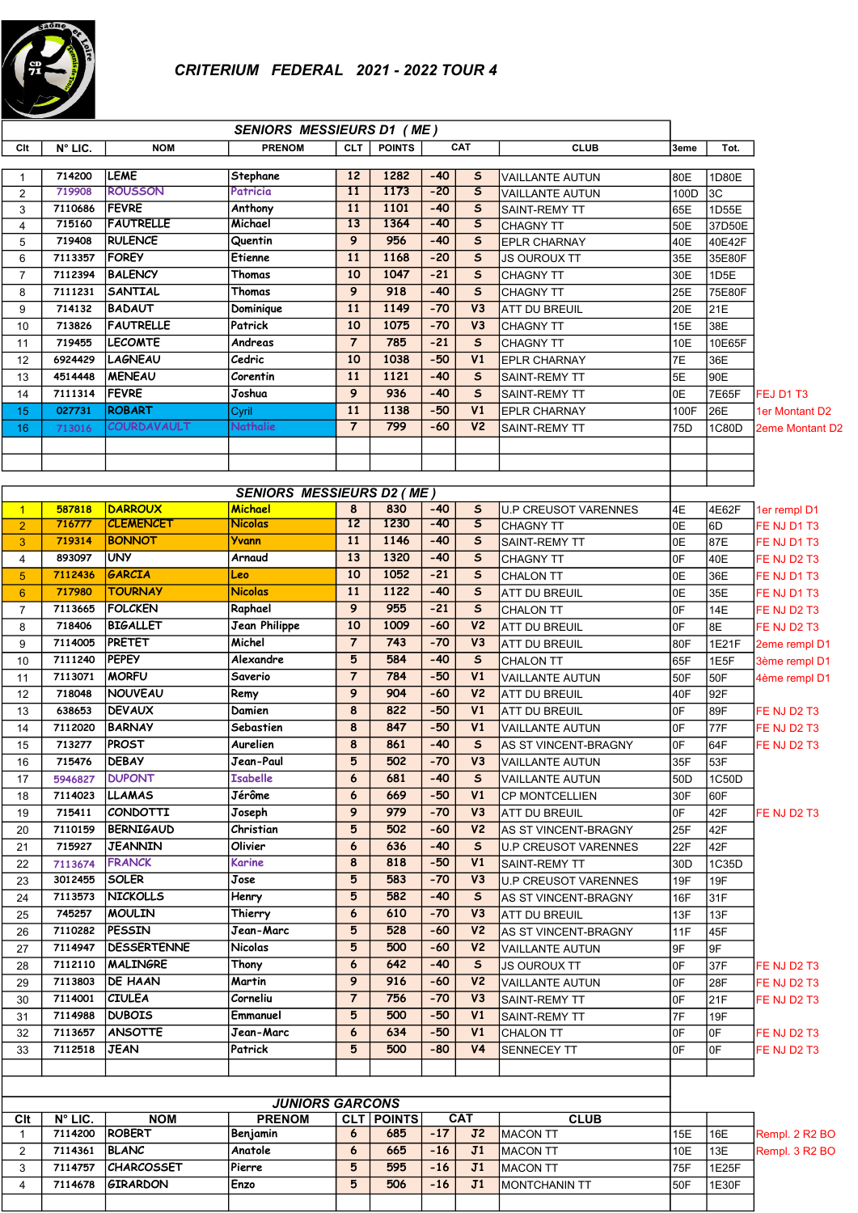# CRITERIUM FEDERAL 2021 - 2022 TOUR 4

## SENIORS MESSIEURS D1 ( ME )

| Clt | N° LIC. | NOM | PRENOM | CLT | POINTS | CAT | | CLUB | 3eme | Tot. | |
|---|---|---|---|---|---|---|---|---|---|---|---|
| 1 | 714200 | LEME | Stephane | 12 | 1282 | -40 | S | VAILLANTE AUTUN | 80E | 1D80E | |
| 2 | 719908 | ROUSSON | Patricia | 11 | 1173 | -20 | S | VAILLANTE AUTUN | 100D | 3C | |
| 3 | 7110686 | FEVRE | Anthony | 11 | 1101 | -40 | S | SAINT-REMY TT | 65E | 1D55E | |
| 4 | 715160 | FAUTRELLE | Michael | 13 | 1364 | -40 | S | CHAGNY TT | 50E | 37D50E | |
| 5 | 719408 | RULENCE | Quentin | 9 | 956 | -40 | S | EPLR CHARNAY | 40E | 40E42F | |
| 6 | 7113357 | FOREY | Etienne | 11 | 1168 | -20 | S | JS OUROUX TT | 35E | 35E80F | |
| 7 | 7112394 | BALENCY | Thomas | 10 | 1047 | -21 | S | CHAGNY TT | 30E | 1D5E | |
| 8 | 7111231 | SANTIAL | Thomas | 9 | 918 | -40 | S | CHAGNY TT | 25E | 75E80F | |
| 9 | 714132 | BADAUT | Dominique | 11 | 1149 | -70 | V3 | ATT DU BREUIL | 20E | 21E | |
| 10 | 713826 | FAUTRELLE | Patrick | 10 | 1075 | -70 | V3 | CHAGNY TT | 15E | 38E | |
| 11 | 719455 | LECOMTE | Andreas | 7 | 785 | -21 | S | CHAGNY TT | 10E | 10E65F | |
| 12 | 6924429 | LAGNEAU | Cedric | 10 | 1038 | -50 | V1 | EPLR CHARNAY | 7E | 36E | |
| 13 | 4514448 | MENEAU | Corentin | 11 | 1121 | -40 | S | SAINT-REMY TT | 5E | 90E | |
| 14 | 7111314 | FEVRE | Joshua | 9 | 936 | -40 | S | SAINT-REMY TT | 0E | 7E65F | FEJ D1 T3 |
| 15 | 027731 | ROBART | Cyril | 11 | 1138 | -50 | V1 | EPLR CHARNAY | 100F | 26E | 1er Montant D2 |
| 16 | 713016 | COURDAVAULT | Nathalie | 7 | 799 | -60 | V2 | SAINT-REMY TT | 75D | 1C80D | 2eme Montant D2 |

## SENIORS MESSIEURS D2 ( ME )

| Clt | N° LIC. | NOM | PRENOM | CLT | POINTS | CAT | | CLUB | 3eme | Tot. | |
|---|---|---|---|---|---|---|---|---|---|---|---|
| 1 | 587818 | DARROUX | Michael | 8 | 830 | -40 | S | U.P CREUSOT VARENNES | 4E | 4E62F | 1er rempl D1 |
| 2 | 716777 | CLEMENCET | Nicolas | 12 | 1230 | -40 | S | CHAGNY TT | 0E | 6D | FE NJ D1 T3 |
| 3 | 719314 | BONNOT | Yvann | 11 | 1146 | -40 | S | SAINT-REMY TT | 0E | 87E | FE NJ D1 T3 |
| 4 | 893097 | UNY | Arnaud | 13 | 1320 | -40 | S | CHAGNY TT | 0F | 40E | FE NJ D2 T3 |
| 5 | 7112436 | GARCIA | Leo | 10 | 1052 | -21 | S | CHALON TT | 0E | 36E | FE NJ D1 T3 |
| 6 | 717980 | TOURNAY | Nicolas | 11 | 1122 | -40 | S | ATT DU BREUIL | 0E | 35E | FE NJ D1 T3 |
| 7 | 7113665 | FOLCKEN | Raphael | 9 | 955 | -21 | S | CHALON TT | 0F | 14E | FE NJ D2 T3 |
| 8 | 718406 | BIGALLET | Jean Philippe | 10 | 1009 | -60 | V2 | ATT DU BREUIL | 0F | 8E | FE NJ D2 T3 |
| 9 | 7114005 | PRETET | Michel | 7 | 743 | -70 | V3 | ATT DU BREUIL | 80F | 1E21F | 2eme rempl D1 |
| 10 | 7111240 | PEPEY | Alexandre | 5 | 584 | -40 | S | CHALON TT | 65F | 1E5F | 3ème rempl D1 |
| 11 | 7113071 | MORFU | Saverio | 7 | 784 | -50 | V1 | VAILLANTE AUTUN | 50F | 50F | 4ème rempl D1 |
| 12 | 718048 | NOUVEAU | Remy | 9 | 904 | -60 | V2 | ATT DU BREUIL | 40F | 92F | |
| 13 | 638653 | DEVAUX | Damien | 8 | 822 | -50 | V1 | ATT DU BREUIL | 0F | 89F | FE NJ D2 T3 |
| 14 | 7112020 | BARNAY | Sebastien | 8 | 847 | -50 | V1 | VAILLANTE AUTUN | 0F | 77F | FE NJ D2 T3 |
| 15 | 713277 | PROST | Aurelien | 8 | 861 | -40 | S | AS ST VINCENT-BRAGNY | 0F | 64F | FE NJ D2 T3 |
| 16 | 715476 | DEBAY | Jean-Paul | 5 | 502 | -70 | V3 | VAILLANTE AUTUN | 35F | 53F | |
| 17 | 5946827 | DUPONT | Isabelle | 6 | 681 | -40 | S | VAILLANTE AUTUN | 50D | 1C50D | |
| 18 | 7114023 | LLAMAS | Jérôme | 6 | 669 | -50 | V1 | CP MONTCELLIEN | 30F | 60F | |
| 19 | 715411 | CONDOTTI | Joseph | 9 | 979 | -70 | V3 | ATT DU BREUIL | 0F | 42F | FE NJ D2 T3 |
| 20 | 7110159 | BERNIGAUD | Christian | 5 | 502 | -60 | V2 | AS ST VINCENT-BRAGNY | 25F | 42F | |
| 21 | 715927 | JEANNIN | Olivier | 6 | 636 | -40 | S | U.P CREUSOT VARENNES | 22F | 42F | |
| 22 | 7113674 | FRANCK | Karine | 8 | 818 | -50 | V1 | SAINT-REMY TT | 30D | 1C35D | |
| 23 | 3012455 | SOLER | Jose | 5 | 583 | -70 | V3 | U.P CREUSOT VARENNES | 19F | 19F | |
| 24 | 7113573 | NICKOLLS | Henry | 5 | 582 | -40 | S | AS ST VINCENT-BRAGNY | 16F | 31F | |
| 25 | 745257 | MOULIN | Thierry | 6 | 610 | -70 | V3 | ATT DU BREUIL | 13F | 13F | |
| 26 | 7110282 | PESSIN | Jean-Marc | 5 | 528 | -60 | V2 | AS ST VINCENT-BRAGNY | 11F | 45F | |
| 27 | 7114947 | DESSERTENNE | Nicolas | 5 | 500 | -60 | V2 | VAILLANTE AUTUN | 9F | 9F | |
| 28 | 7112110 | MALINGRE | Thony | 6 | 642 | -40 | S | JS OUROUX TT | 0F | 37F | FE NJ D2 T3 |
| 29 | 7113803 | DE HAAN | Martin | 9 | 916 | -60 | V2 | VAILLANTE AUTUN | 0F | 28F | FE NJ D2 T3 |
| 30 | 7114001 | CIULEA | Corneliu | 7 | 756 | -70 | V3 | SAINT-REMY TT | 0F | 21F | FE NJ D2 T3 |
| 31 | 7114988 | DUBOIS | Emmanuel | 5 | 500 | -50 | V1 | SAINT-REMY TT | 7F | 19F | |
| 32 | 7113657 | ANSOTTE | Jean-Marc | 6 | 634 | -50 | V1 | CHALON TT | 0F | 0F | FE NJ D2 T3 |
| 33 | 7112518 | JEAN | Patrick | 5 | 500 | -80 | V4 | SENNECEY TT | 0F | 0F | FE NJ D2 T3 |

## JUNIORS GARCONS

| Clt | N° LIC. | NOM | PRENOM | CLT | POINTS | CAT | | CLUB | | | |
|---|---|---|---|---|---|---|---|---|---|---|---|
| 1 | 7114200 | ROBERT | Benjamin | 6 | 685 | -17 | J2 | MACON TT | 15E | 16E | Rempl. 2 R2 BO |
| 2 | 7114361 | BLANC | Anatole | 6 | 665 | -16 | J1 | MACON TT | 10E | 13E | Rempl. 3 R2 BO |
| 3 | 7114757 | CHARCOSSET | Pierre | 5 | 595 | -16 | J1 | MACON TT | 75F | 1E25F | |
| 4 | 7114678 | GIRARDON | Enzo | 5 | 506 | -16 | J1 | MONTCHANIN TT | 50F | 1E30F | |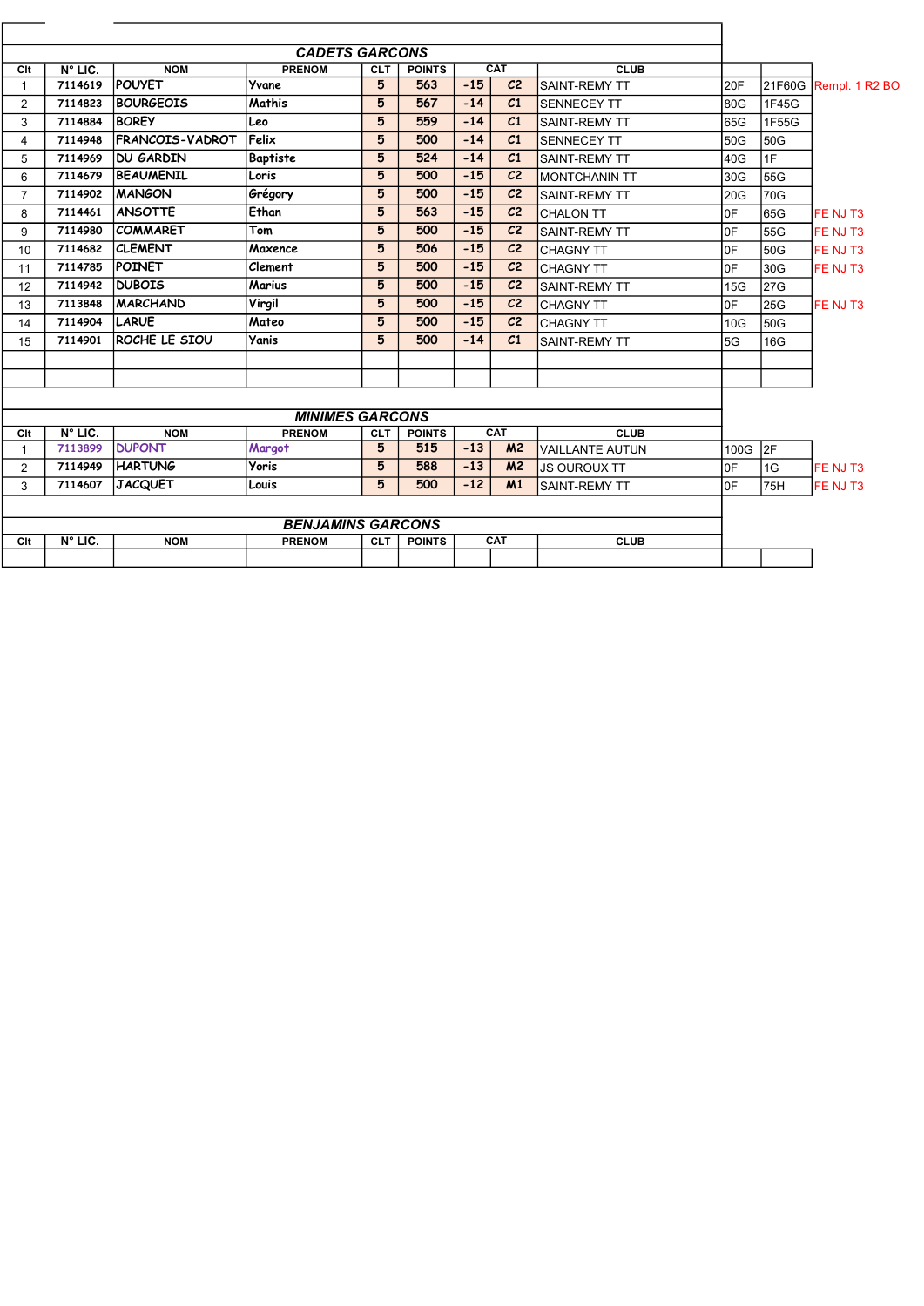## CADETS GARCONS

| Clt | N° LIC. | NOM | PRENOM | CLT | POINTS | CAT | | CLUB | | | |
|---|---|---|---|---|---|---|---|---|---|---|---|
| 1 | 7114619 | POUYET | Yvane | 5 | 563 | -15 | C2 | SAINT-REMY TT | 20F | 21F60G | Rempl. 1 R2 BO |
| 2 | 7114823 | BOURGEOIS | Mathis | 5 | 567 | -14 | C1 | SENNECEY TT | 80G | 1F45G | |
| 3 | 7114884 | BOREY | Leo | 5 | 559 | -14 | C1 | SAINT-REMY TT | 65G | 1F55G | |
| 4 | 7114948 | FRANCOIS-VADROT | Felix | 5 | 500 | -14 | C1 | SENNECEY TT | 50G | 50G | |
| 5 | 7114969 | DU GARDIN | Baptiste | 5 | 524 | -14 | C1 | SAINT-REMY TT | 40G | 1F | |
| 6 | 7114679 | BEAUMENIL | Loris | 5 | 500 | -15 | C2 | MONTCHANIN TT | 30G | 55G | |
| 7 | 7114902 | MANGON | Grégory | 5 | 500 | -15 | C2 | SAINT-REMY TT | 20G | 70G | |
| 8 | 7114461 | ANSOTTE | Ethan | 5 | 563 | -15 | C2 | CHALON TT | 0F | 65G | FE NJ T3 |
| 9 | 7114980 | COMMARET | Tom | 5 | 500 | -15 | C2 | SAINT-REMY TT | 0F | 55G | FE NJ T3 |
| 10 | 7114682 | CLEMENT | Maxence | 5 | 506 | -15 | C2 | CHAGNY TT | 0F | 50G | FE NJ T3 |
| 11 | 7114785 | POINET | Clement | 5 | 500 | -15 | C2 | CHAGNY TT | 0F | 30G | FE NJ T3 |
| 12 | 7114942 | DUBOIS | Marius | 5 | 500 | -15 | C2 | SAINT-REMY TT | 15G | 27G | |
| 13 | 7113848 | MARCHAND | Virgil | 5 | 500 | -15 | C2 | CHAGNY TT | 0F | 25G | FE NJ T3 |
| 14 | 7114904 | LARUE | Mateo | 5 | 500 | -15 | C2 | CHAGNY TT | 10G | 50G | |
| 15 | 7114901 | ROCHE LE SIOU | Yanis | 5 | 500 | -14 | C1 | SAINT-REMY TT | 5G | 16G | |

## MINIMES GARCONS

| Clt | N° LIC. | NOM | PRENOM | CLT | POINTS | CAT | | CLUB | | | |
|---|---|---|---|---|---|---|---|---|---|---|---|
| 1 | 7113899 | DUPONT | Margot | 5 | 515 | -13 | M2 | VAILLANTE AUTUN | 100G | 2F | |
| 2 | 7114949 | HARTUNG | Yoris | 5 | 588 | -13 | M2 | JS OUROUX TT | 0F | 1G | FE NJ T3 |
| 3 | 7114607 | JACQUET | Louis | 5 | 500 | -12 | M1 | SAINT-REMY TT | 0F | 75H | FE NJ T3 |

## BENJAMINS GARCONS

| Clt | N° LIC. | NOM | PRENOM | CLT | POINTS | CAT | | CLUB | | |
|---|---|---|---|---|---|---|---|---|---|---|
| | | | | | | | | | | |